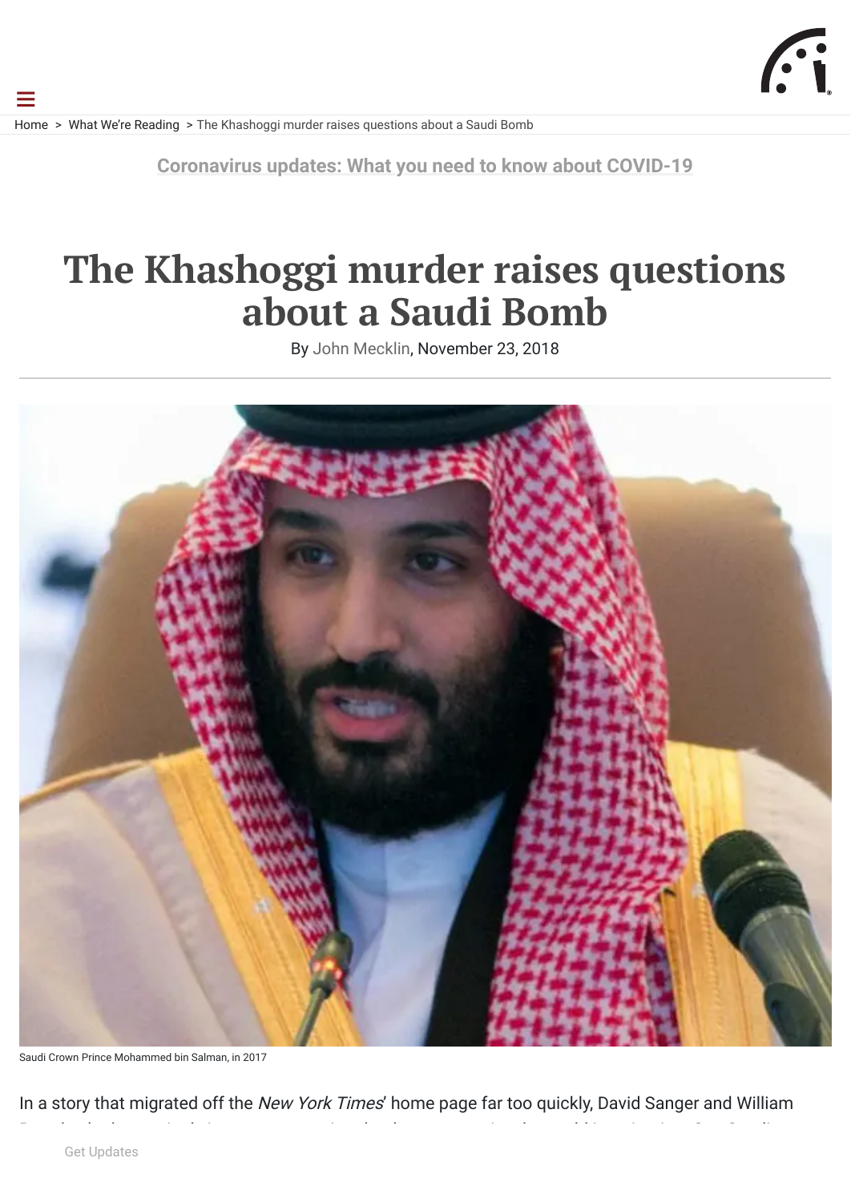Home > What We're Reading > The Khashoggi murder raises questions about a Saudi Bomb

Coronavirus updates: What you need to know about COVID-19

# The Khashoggi murder raises questions about a Saudi Bomb

By John Mecklin, November 23, 2018

Saudi Crown Prince Mohammed bin Salman, in 2017

In a story that migrated off the *New York Times*' home page far too quickly, David Sanger and William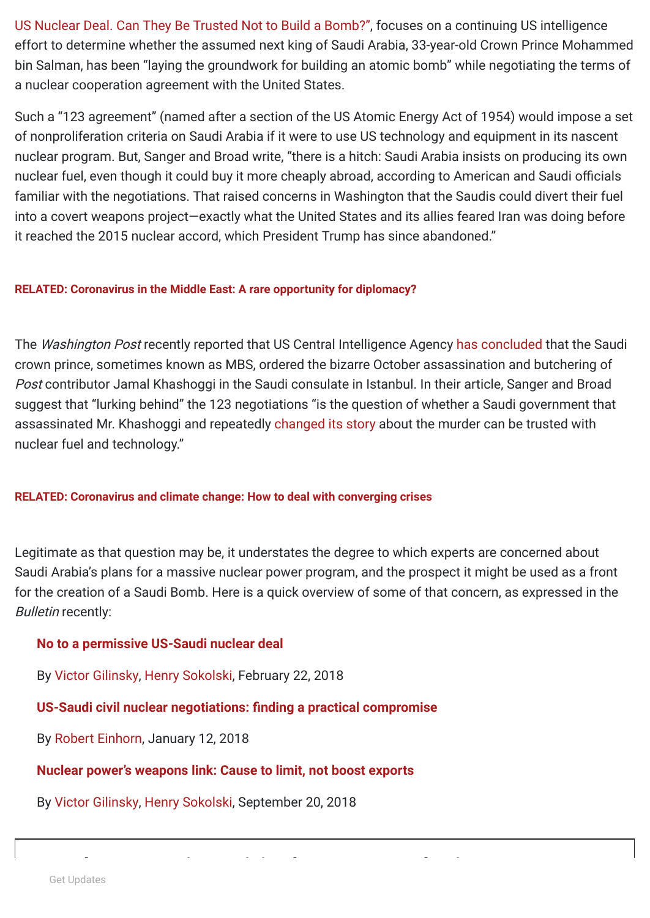US Nuclear Deal. Can They Be Trusted Not to Build a Bomb?", focuses on a continuing US intelligence effort to determine whether the assumed next king of Saudi Arabia, 33-year-old Crown Prince Mohammed bin Salman, has been "laying the groundwork for building an atomic bomb" while negotiating the terms of a nuclear cooperation agreement with the United States.

Such a "123 agreement" (named after a section of the US Atomic Energy Act of 1954) would impose a set of nonproliferation criteria on Saudi Arabia if it were to use US technology and equipment in its nascent nuclear program. But, Sanger and Broad write, "there is a hitch: Saudi Arabia insists on producing its own nuclear fuel, even though it could buy it more cheaply abroad, according to American and Saudi officials familiar with the negotiations. That raised concerns in Washington that the Saudis could divert their fuel into a covert weapons project—exactly what the United States and its allies feared Iran was doing before it reached the 2015 nuclear accord, which President Trump has since abandoned."

**RELATED: Coronavirus in the Middle East: A rare opportunity for diplomacy?**

The *Washington Post* recently reported that US Central Intelligence Agency has concluded that the Saudi crown prince, sometimes known as MBS, ordered the bizarre October assassination and butchering of *Post* contributor Jamal Khashoggi in the Saudi consulate in Istanbul. In their article, Sanger and Broad suggest that "lurking behind" the 123 negotiations "is the question of whether a Saudi government that assassinated Mr. Khashoggi and repeatedly changed its story about the murder can be trusted with nuclear fuel and technology."

**RELATED: Coronavirus and climate change: How to deal with converging crises**

Legitimate as that question may be, it understates the degree to which experts are concerned about Saudi Arabia's plans for a massive nuclear power program, and the prospect it might be used as a front for the creation of a Saudi Bomb. Here is a quick overview of some of that concern, as expressed in the *Bulletin* recently:

> **No to a permissive US-Saudi nuclear deal**
>
> By Victor Gilinsky, Henry Sokolski, February 22, 2018
>
> **US-Saudi civil nuclear negotiations: finding a practical compromise**
>
> By Robert Einhorn, January 12, 2018
>
> **Nuclear power's weapons link: Cause to limit, not boost exports**
>
> By Victor Gilinsky, Henry Sokolski, September 20, 2018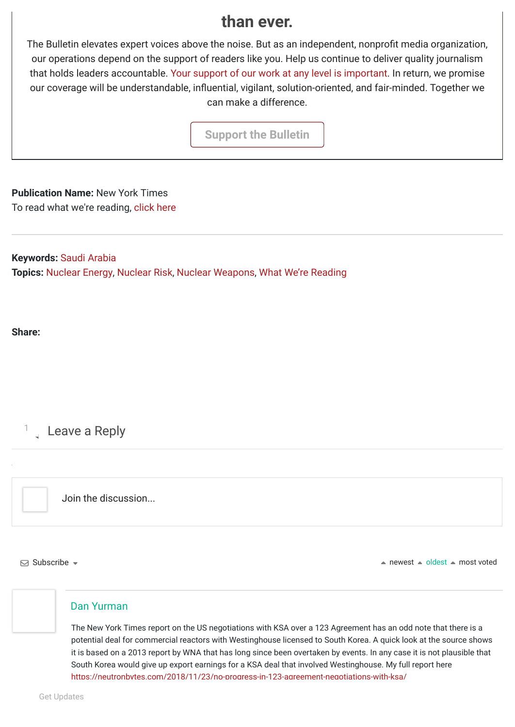## than ever.

The Bulletin elevates expert voices above the noise. But as an independent, nonprofit media organization, our operations depend on the support of readers like you. Help us continue to deliver quality journalism that holds leaders accountable. Your support of our work at any level is important. In return, we promise our coverage will be understandable, influential, vigilant, solution-oriented, and fair-minded. Together we can make a difference.

Support the Bulletin

**Publication Name:** New York Times
To read what we're reading, click here

---

**Keywords:** Saudi Arabia
**Topics:** Nuclear Energy, Nuclear Risk, Nuclear Weapons, What We're Reading

**Share:**

1 Leave a Reply

Join the discussion...

Subscribe newest oldest most voted

Dan Yurman

The New York Times report on the US negotiations with KSA over a 123 Agreement has an odd note that there is a potential deal for commercial reactors with Westinghouse licensed to South Korea. A quick look at the source shows it is based on a 2013 report by WNA that has long since been overtaken by events. In any case it is not plausible that South Korea would give up export earnings for a KSA deal that involved Westinghouse. My full report here https://neutronbytes.com/2018/11/23/no-progress-in-123-agreement-negotiations-with-ksa/

Get Updates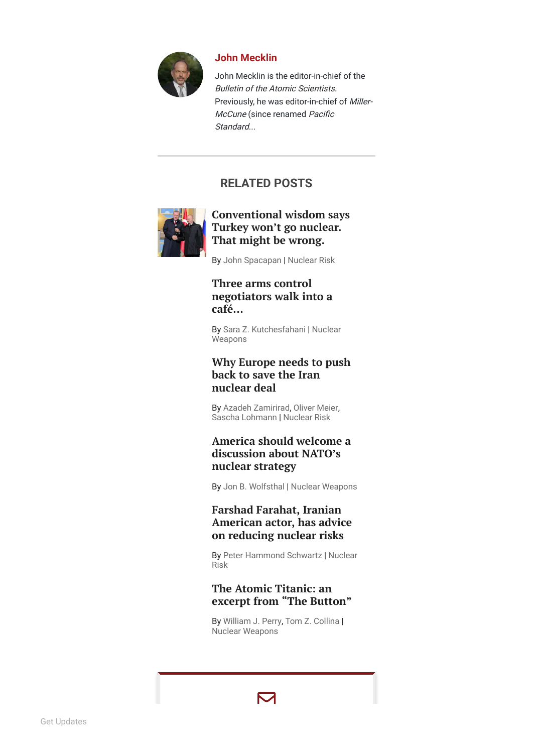**John Mecklin**

John Mecklin is the editor-in-chief of the *Bulletin of the Atomic Scientists*. Previously, he was editor-in-chief of *Miller-McCune* (since renamed *Pacific Standard*...

## RELATED POSTS

**Conventional wisdom says Turkey won't go nuclear. That might be wrong.**

By John Spacapan | Nuclear Risk

**Three arms control negotiators walk into a café...**

By Sara Z. Kutchesfahani | Nuclear Weapons

**Why Europe needs to push back to save the Iran nuclear deal**

By Azadeh Zamirirad, Oliver Meier, Sascha Lohmann | Nuclear Risk

**America should welcome a discussion about NATO's nuclear strategy**

By Jon B. Wolfsthal | Nuclear Weapons

**Farshad Farahat, Iranian American actor, has advice on reducing nuclear risks**

By Peter Hammond Schwartz | Nuclear Risk

**The Atomic Titanic: an excerpt from "The Button"**

By William J. Perry, Tom Z. Collina | Nuclear Weapons

Get Updates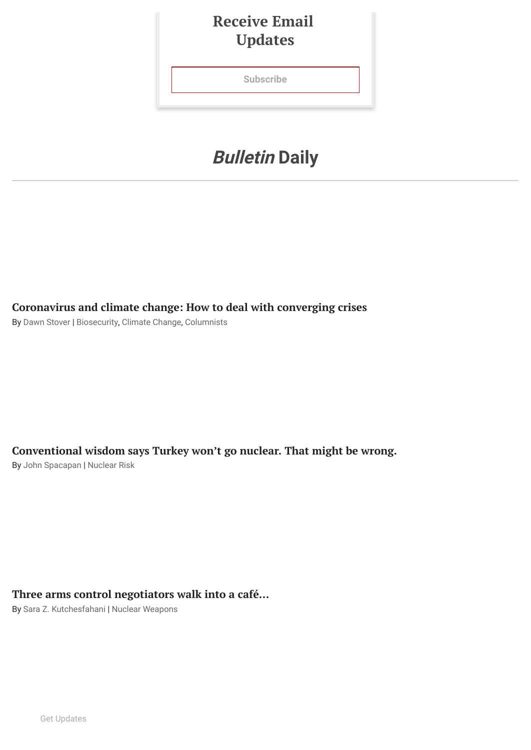## Receive Email Updates

Subscribe

## *Bulletin* Daily

---

### Coronavirus and climate change: How to deal with converging crises

By Dawn Stover | Biosecurity, Climate Change, Columnists

### Conventional wisdom says Turkey won't go nuclear. That might be wrong.

By John Spacapan | Nuclear Risk

### Three arms control negotiators walk into a café...

By Sara Z. Kutchesfahani | Nuclear Weapons

Get Updates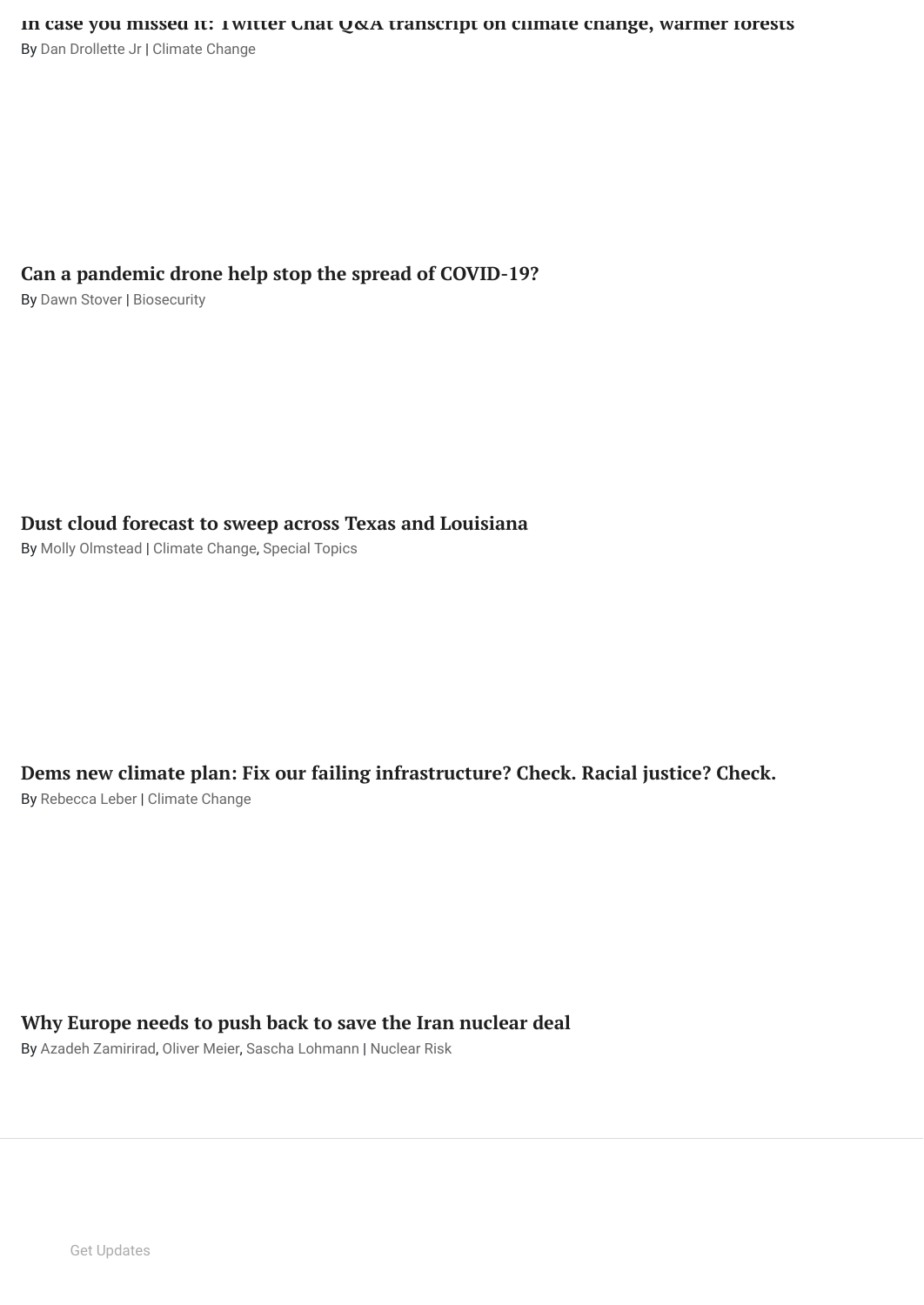## In case you missed it: Twitter Chat Q&A transcript on climate change, warmer forests

By Dan Drollette Jr | Climate Change

## Can a pandemic drone help stop the spread of COVID-19?

By Dawn Stover | Biosecurity

## Dust cloud forecast to sweep across Texas and Louisiana

By Molly Olmstead | Climate Change, Special Topics

## Dems new climate plan: Fix our failing infrastructure? Check. Racial justice? Check.

By Rebecca Leber | Climate Change

## Why Europe needs to push back to save the Iran nuclear deal

By Azadeh Zamirirad, Oliver Meier, Sascha Lohmann | Nuclear Risk

Get Updates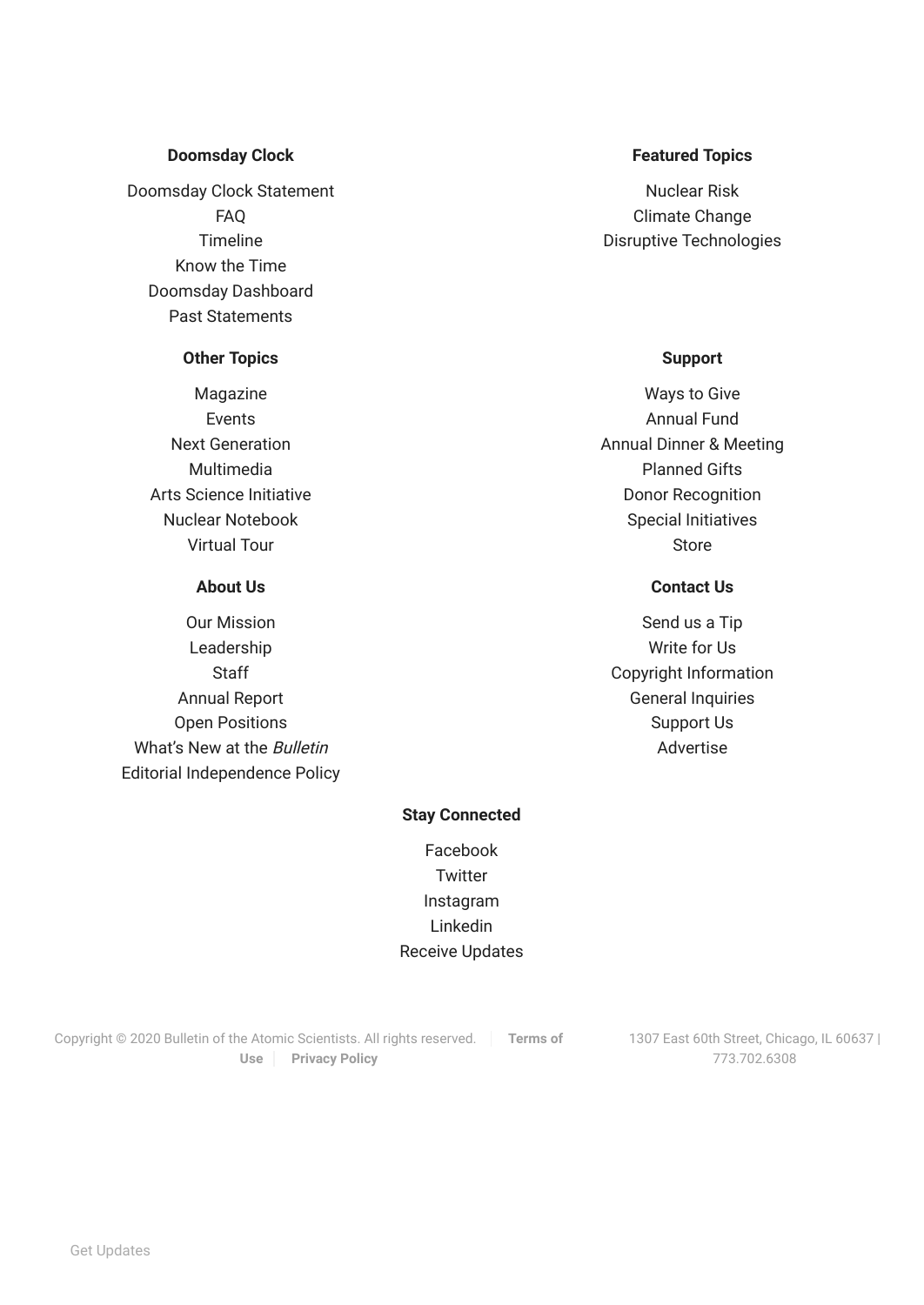**Doomsday Clock**

Doomsday Clock Statement
FAQ
Timeline
Know the Time
Doomsday Dashboard
Past Statements

**Featured Topics**

Nuclear Risk
Climate Change
Disruptive Technologies

**Other Topics**

Magazine
Events
Next Generation
Multimedia
Arts Science Initiative
Nuclear Notebook
Virtual Tour

**Support**

Ways to Give
Annual Fund
Annual Dinner & Meeting
Planned Gifts
Donor Recognition
Special Initiatives
Store

**About Us**

Our Mission
Leadership
Staff
Annual Report
Open Positions
What's New at the *Bulletin*
Editorial Independence Policy

**Contact Us**

Send us a Tip
Write for Us
Copyright Information
General Inquiries
Support Us
Advertise

**Stay Connected**

Facebook
Twitter
Instagram
Linkedin
Receive Updates

Copyright © 2020 Bulletin of the Atomic Scientists. All rights reserved. | **Terms of Use** | **Privacy Policy**

1307 East 60th Street, Chicago, IL 60637 | 773.702.6308

Get Updates